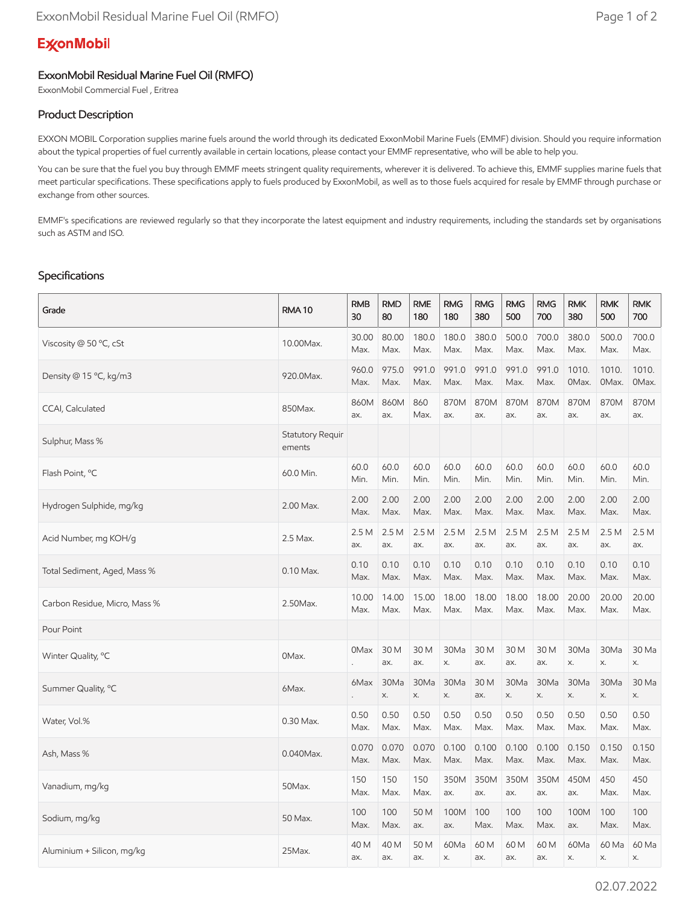ExxonMobil

# ExxonMobil Residual Marine Fuel Oil (RMFO)

ExxonMobil Commercial Fuel , Eritrea

## Product Description

EXXON MOBIL Corporation supplies marine fuels around the world through its dedicated ExxonMobil Marine Fuels (EMMF) division. Should you require information about the typical properties of fuel currently available in certain locations, please contact your EMMF representative, who will be able to help you.

You can be sure that the fuel you buy through EMMF meets stringent quality requirements, wherever it is delivered. To achieve this, EMMF supplies marine fuels that meet particular specifications. These specifications apply to fuels produced by ExxonMobil, as well as to those fuels acquired for resale by EMMF through purchase or exchange from other sources.

EMMF's specifications are reviewed regularly so that they incorporate the latest equipment and industry requirements, including the standards set by organisations such as ASTM and ISO.

## Specifications

| Grade | RMA 10 | RMB 30 | RMD 80 | RME 180 | RMG 180 | RMG 380 | RMG 500 | RMG 700 | RMK 380 | RMK 500 | RMK 700 |
|---|---|---|---|---|---|---|---|---|---|---|---|
| Viscosity @ 50 °C, cSt | 10.00Max. | 30.00 Max. | 80.00 Max. | 180.0 Max. | 180.0 Max. | 380.0 Max. | 500.0 Max. | 700.0 Max. | 380.0 Max. | 500.0 Max. | 700.0 Max. |
| Density @ 15 °C, kg/m3 | 920.0Max. | 960.0 Max. | 975.0 Max. | 991.0 Max. | 991.0 Max. | 991.0 Max. | 991.0 Max. | 991.0 Max. | 1010.0Max. | 1010.0Max. | 1010.0Max. |
| CCAI, Calculated | 850Max. | 860Max. | 860Max. | 860 Max. | 870Max. | 870Max. | 870Max. | 870Max. | 870Max. | 870Max. | 870Max. |
| Sulphur, Mass % | Statutory Requirements | | | | | | | | | | |
| Flash Point, °C | 60.0 Min. | 60.0 Min. | 60.0 Min. | 60.0 Min. | 60.0 Min. | 60.0 Min. | 60.0 Min. | 60.0 Min. | 60.0 Min. | 60.0 Min. | 60.0 Min. |
| Hydrogen Sulphide, mg/kg | 2.00 Max. | 2.00 Max. | 2.00 Max. | 2.00 Max. | 2.00 Max. | 2.00 Max. | 2.00 Max. | 2.00 Max. | 2.00 Max. | 2.00 Max. | 2.00 Max. |
| Acid Number, mg KOH/g | 2.5 Max. | 2.5 Max. | 2.5 Max. | 2.5 Max. | 2.5 Max. | 2.5 Max. | 2.5 Max. | 2.5 Max. | 2.5 Max. | 2.5 Max. | 2.5 Max. |
| Total Sediment, Aged, Mass % | 0.10 Max. | 0.10 Max. | 0.10 Max. | 0.10 Max. | 0.10 Max. | 0.10 Max. | 0.10 Max. | 0.10 Max. | 0.10 Max. | 0.10 Max. | 0.10 Max. |
| Carbon Residue, Micro, Mass % | 2.50Max. | 10.00 Max. | 14.00 Max. | 15.00 Max. | 18.00 Max. | 18.00 Max. | 18.00 Max. | 18.00 Max. | 20.00 Max. | 20.00 Max. | 20.00 Max. |
| Pour Point | | | | | | | | | | | |
| Winter Quality, °C | 0Max. | 0Max. | 30 Max. | 30 Max. | 30Max. | 30 Max. | 30 Max. | 30 Max. | 30Max. | 30Max. | 30 Max. |
| Summer Quality, °C | 6Max. | 6Max. | 30Max. | 30Max. | 30Max. | 30 Max. | 30Max. | 30Max. | 30Max. | 30Max. | 30 Max. |
| Water, Vol.% | 0.30 Max. | 0.50 Max. | 0.50 Max. | 0.50 Max. | 0.50 Max. | 0.50 Max. | 0.50 Max. | 0.50 Max. | 0.50 Max. | 0.50 Max. | 0.50 Max. |
| Ash, Mass % | 0.040Max. | 0.070 Max. | 0.070 Max. | 0.070 Max. | 0.100 Max. | 0.100 Max. | 0.100 Max. | 0.100 Max. | 0.150 Max. | 0.150 Max. | 0.150 Max. |
| Vanadium, mg/kg | 50Max. | 150 Max. | 150 Max. | 150 Max. | 350Max. | 350Max. | 350Max. | 350Max. | 450Max. | 450 Max. | 450 Max. |
| Sodium, mg/kg | 50 Max. | 100 Max. | 100 Max. | 50 Max. | 100Max. | 100 Max. | 100 Max. | 100 Max. | 100Max. | 100 Max. | 100 Max. |
| Aluminium + Silicon, mg/kg | 25Max. | 40 Max. | 40 Max. | 50 Max. | 60Max. | 60 Max. | 60 Max. | 60 Max. | 60Max. | 60 Max. | 60 Max. |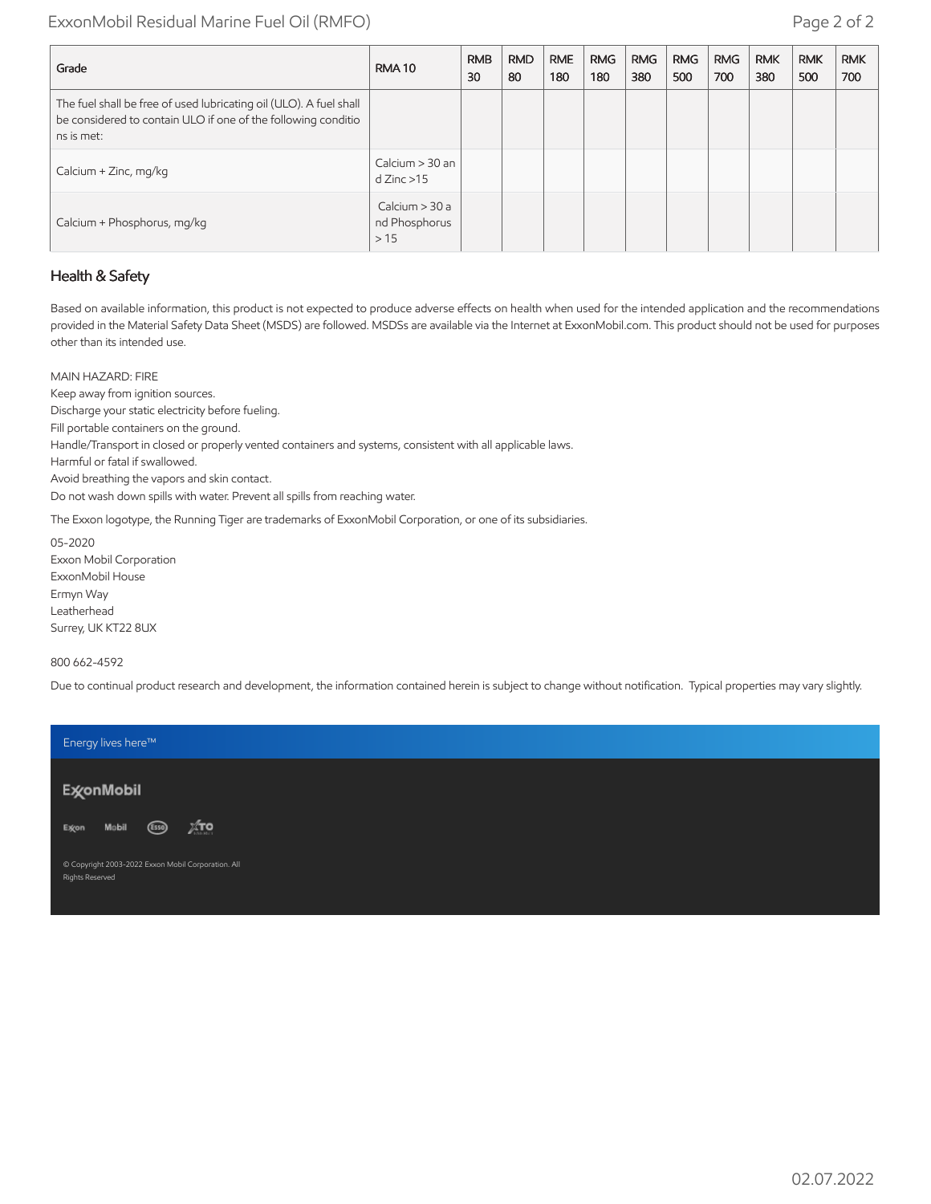| Grade | RMA 10 | RMB 30 | RMD 80 | RME 180 | RMG 180 | RMG 380 | RMG 500 | RMG 700 | RMK 380 | RMK 500 | RMK 700 |
|---|---|---|---|---|---|---|---|---|---|---|---|
| The fuel shall be free of used lubricating oil (ULO). A fuel shall be considered to contain ULO if one of the following conditions is met: | | | | | | | | | | | |
| Calcium + Zinc, mg/kg | Calcium > 30 and Zinc >15 | | | | | | | | | | |
| Calcium + Phosphorus, mg/kg | Calcium > 30 and Phosphorus > 15 | | | | | | | | | | |

## Health & Safety

Based on available information, this product is not expected to produce adverse effects on health when used for the intended application and the recommendations provided in the Material Safety Data Sheet (MSDS) are followed. MSDSs are available via the Internet at ExxonMobil.com. This product should not be used for purposes other than its intended use.

MAIN HAZARD: FIRE
Keep away from ignition sources.
Discharge your static electricity before fueling.
Fill portable containers on the ground.
Handle/Transport in closed or properly vented containers and systems, consistent with all applicable laws.
Harmful or fatal if swallowed.
Avoid breathing the vapors and skin contact.
Do not wash down spills with water. Prevent all spills from reaching water.

The Exxon logotype, the Running Tiger are trademarks of ExxonMobil Corporation, or one of its subsidiaries.

05-2020
Exxon Mobil Corporation
ExxonMobil House
Ermyn Way
Leatherhead
Surrey, UK KT22 8UX

800 662-4592

Due to continual product research and development, the information contained herein is subject to change without notification. Typical properties may vary slightly.

Energy lives here™

ExxonMobil

Exxon Mobil Esso XTO

© Copyright 2003-2022 Exxon Mobil Corporation. All Rights Reserved